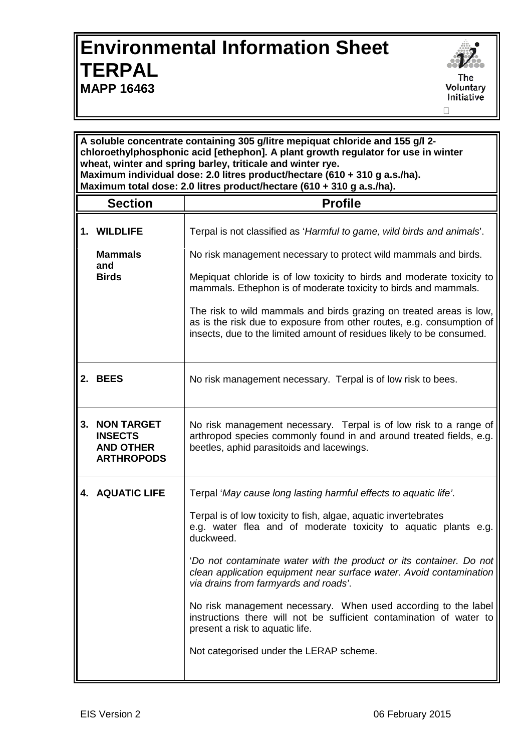# Environmental Information Sheet TERPAL

**MAPP 16463**

The Voluntary Initiative

**A soluble concentrate containing 305 g/litre mepiquat chloride and 155 g/l 2-chloroethylphosphonic acid [ethephon]. A plant growth regulator for use in winter wheat, winter and spring barley, triticale and winter rye.**
**Maximum individual dose: 2.0 litres product/hectare (610 + 310 g a.s./ha).**
**Maximum total dose: 2.0 litres product/hectare (610 + 310 g a.s./ha).**

| Section | Profile |
|---|---|
| **1. WILDLIFE**<br><br>**Mammals and Birds** | Terpal is not classified as '*Harmful to game, wild birds and animals*'.<br><br>No risk management necessary to protect wild mammals and birds.<br><br>Mepiquat chloride is of low toxicity to birds and moderate toxicity to mammals. Ethephon is of moderate toxicity to birds and mammals.<br><br>The risk to wild mammals and birds grazing on treated areas is low, as is the risk due to exposure from other routes, e.g. consumption of insects, due to the limited amount of residues likely to be consumed. |
| **2. BEES** | No risk management necessary. Terpal is of low risk to bees. |
| **3. NON TARGET INSECTS AND OTHER ARTHROPODS** | No risk management necessary. Terpal is of low risk to a range of arthropod species commonly found in and around treated fields, e.g. beetles, aphid parasitoids and lacewings. |
| **4. AQUATIC LIFE** | Terpal '*May cause long lasting harmful effects to aquatic life'*.<br><br>Terpal is of low toxicity to fish, algae, aquatic invertebrates e.g. water flea and of moderate toxicity to aquatic plants e.g. duckweed.<br><br>'*Do not contaminate water with the product or its container. Do not clean application equipment near surface water. Avoid contamination via drains from farmyards and roads'*.<br><br>No risk management necessary. When used according to the label instructions there will not be sufficient contamination of water to present a risk to aquatic life.<br><br>Not categorised under the LERAP scheme. |

EIS Version 2 06 February 2015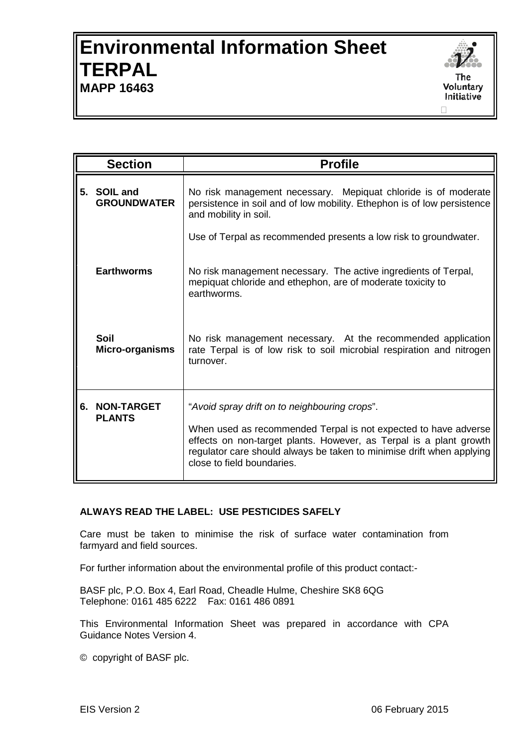# Environmental Information Sheet
# TERPAL
**MAPP 16463**

The Voluntary Initiative

| Section | Profile |
|---|---|
| **5. SOIL and GROUNDWATER** | No risk management necessary. Mepiquat chloride is of moderate persistence in soil and of low mobility. Ethephon is of low persistence and mobility in soil.<br><br>Use of Terpal as recommended presents a low risk to groundwater. |
| **Earthworms** | No risk management necessary. The active ingredients of Terpal, mepiquat chloride and ethephon, are of moderate toxicity to earthworms. |
| **Soil Micro-organisms** | No risk management necessary. At the recommended application rate Terpal is of low risk to soil microbial respiration and nitrogen turnover. |
| **6. NON-TARGET PLANTS** | "*Avoid spray drift on to neighbouring crops*".<br><br>When used as recommended Terpal is not expected to have adverse effects on non-target plants. However, as Terpal is a plant growth regulator care should always be taken to minimise drift when applying close to field boundaries. |

**ALWAYS READ THE LABEL: USE PESTICIDES SAFELY**

Care must be taken to minimise the risk of surface water contamination from farmyard and field sources.

For further information about the environmental profile of this product contact:-

BASF plc, P.O. Box 4, Earl Road, Cheadle Hulme, Cheshire SK8 6QG
Telephone: 0161 485 6222    Fax: 0161 486 0891

This Environmental Information Sheet was prepared in accordance with CPA Guidance Notes Version 4.

© copyright of BASF plc.

EIS Version 2    06 February 2015